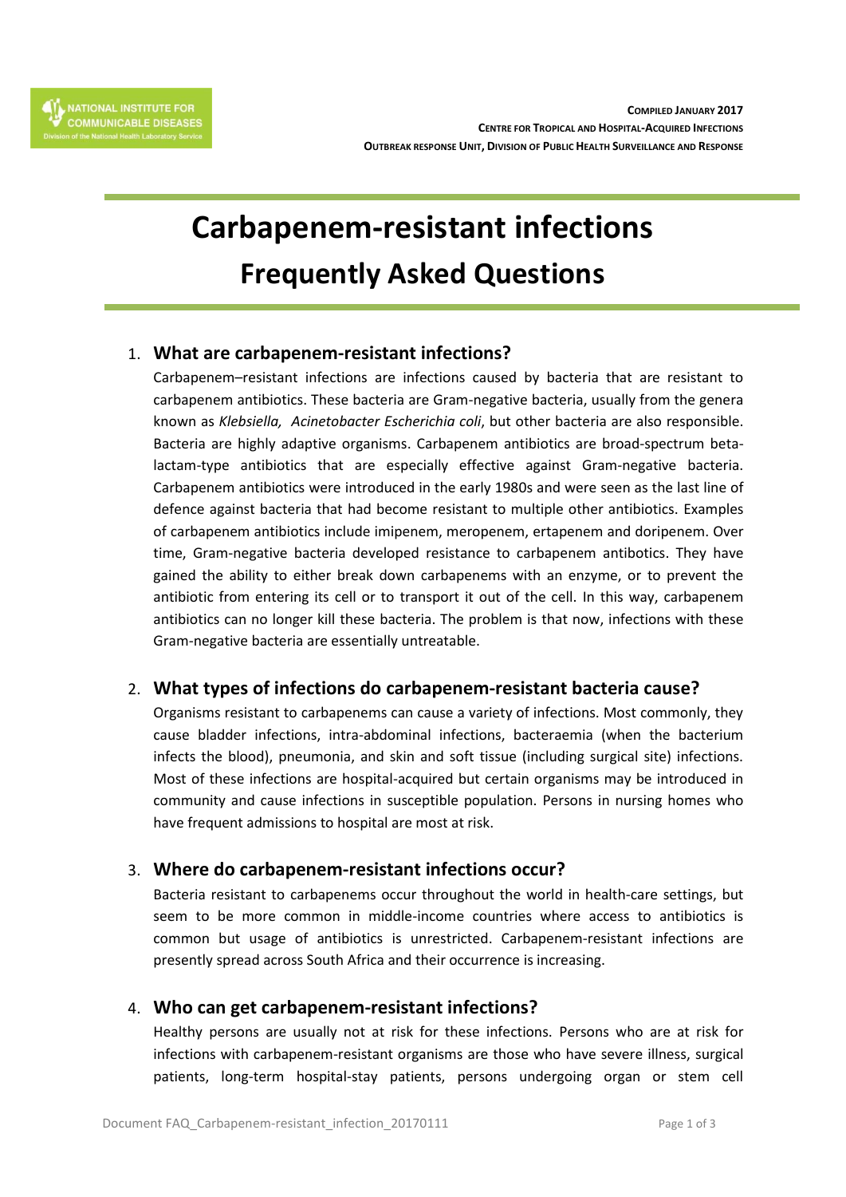NATIONAL INSTITUTE FOR COMMUNICABLE DISEASES
Division of the National Health Laboratory Service

**COMPILED JANUARY 2017**
**CENTRE FOR TROPICAL AND HOSPITAL-ACQUIRED INFECTIONS**
**OUTBREAK RESPONSE UNIT, DIVISION OF PUBLIC HEALTH SURVEILLANCE AND RESPONSE**

# Carbapenem-resistant infections
## Frequently Asked Questions

### 1. What are carbapenem-resistant infections?

Carbapenem–resistant infections are infections caused by bacteria that are resistant to carbapenem antibiotics. These bacteria are Gram-negative bacteria, usually from the genera known as *Klebsiella, Acinetobacter Escherichia coli*, but other bacteria are also responsible. Bacteria are highly adaptive organisms. Carbapenem antibiotics are broad-spectrum beta-lactam-type antibiotics that are especially effective against Gram-negative bacteria. Carbapenem antibiotics were introduced in the early 1980s and were seen as the last line of defence against bacteria that had become resistant to multiple other antibiotics. Examples of carbapenem antibiotics include imipenem, meropenem, ertapenem and doripenem. Over time, Gram-negative bacteria developed resistance to carbapenem antibotics. They have gained the ability to either break down carbapenems with an enzyme, or to prevent the antibiotic from entering its cell or to transport it out of the cell. In this way, carbapenem antibiotics can no longer kill these bacteria. The problem is that now, infections with these Gram-negative bacteria are essentially untreatable.

### 2. What types of infections do carbapenem-resistant bacteria cause?

Organisms resistant to carbapenems can cause a variety of infections. Most commonly, they cause bladder infections, intra-abdominal infections, bacteraemia (when the bacterium infects the blood), pneumonia, and skin and soft tissue (including surgical site) infections. Most of these infections are hospital-acquired but certain organisms may be introduced in community and cause infections in susceptible population. Persons in nursing homes who have frequent admissions to hospital are most at risk.

### 3. Where do carbapenem-resistant infections occur?

Bacteria resistant to carbapenems occur throughout the world in health-care settings, but seem to be more common in middle-income countries where access to antibiotics is common but usage of antibiotics is unrestricted. Carbapenem-resistant infections are presently spread across South Africa and their occurrence is increasing.

### 4. Who can get carbapenem-resistant infections?

Healthy persons are usually not at risk for these infections. Persons who are at risk for infections with carbapenem-resistant organisms are those who have severe illness, surgical patients, long-term hospital-stay patients, persons undergoing organ or stem cell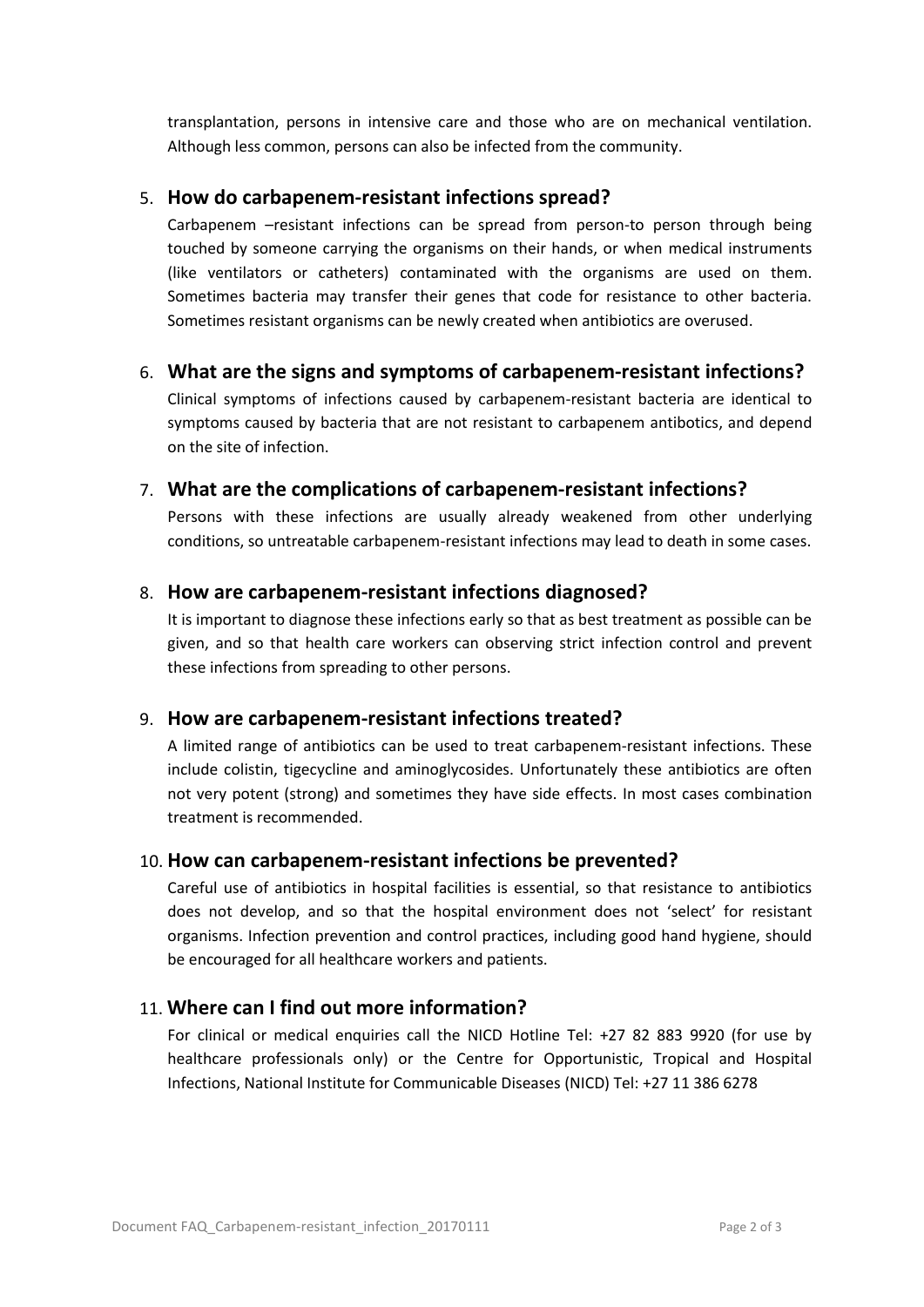transplantation, persons in intensive care and those who are on mechanical ventilation. Although less common, persons can also be infected from the community.

5. **How do carbapenem-resistant infections spread?**

   Carbapenem –resistant infections can be spread from person-to person through being touched by someone carrying the organisms on their hands, or when medical instruments (like ventilators or catheters) contaminated with the organisms are used on them. Sometimes bacteria may transfer their genes that code for resistance to other bacteria. Sometimes resistant organisms can be newly created when antibiotics are overused.

6. **What are the signs and symptoms of carbapenem-resistant infections?**

   Clinical symptoms of infections caused by carbapenem-resistant bacteria are identical to symptoms caused by bacteria that are not resistant to carbapenem antibotics, and depend on the site of infection.

7. **What are the complications of carbapenem-resistant infections?**

   Persons with these infections are usually already weakened from other underlying conditions, so untreatable carbapenem-resistant infections may lead to death in some cases.

8. **How are carbapenem-resistant infections diagnosed?**

   It is important to diagnose these infections early so that as best treatment as possible can be given, and so that health care workers can observing strict infection control and prevent these infections from spreading to other persons.

9. **How are carbapenem-resistant infections treated?**

   A limited range of antibiotics can be used to treat carbapenem-resistant infections. These include colistin, tigecycline and aminoglycosides. Unfortunately these antibiotics are often not very potent (strong) and sometimes they have side effects. In most cases combination treatment is recommended.

10. **How can carbapenem-resistant infections be prevented?**

    Careful use of antibiotics in hospital facilities is essential, so that resistance to antibiotics does not develop, and so that the hospital environment does not 'select' for resistant organisms. Infection prevention and control practices, including good hand hygiene, should be encouraged for all healthcare workers and patients.

11. **Where can I find out more information?**

    For clinical or medical enquiries call the NICD Hotline Tel: +27 82 883 9920 (for use by healthcare professionals only) or the Centre for Opportunistic, Tropical and Hospital Infections, National Institute for Communicable Diseases (NICD) Tel: +27 11 386 6278